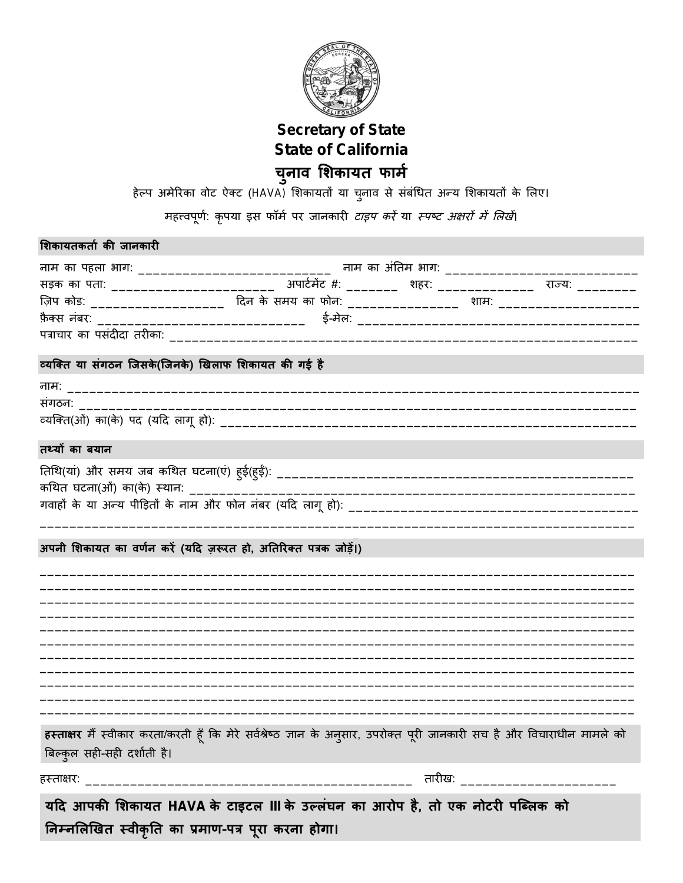# Secretary of State
# State of California
## चुनाव शिकायत फार्म

हेल्प अमेरिका वोट ऐक्ट (HAVA) शिकायतों या चुनाव से संबंधित अन्य शिकायतों के लिए।

महत्वपूर्ण: कृपया इस फॉर्म पर जानकारी *टाइप करें* या *स्पष्ट अक्षरों में लिखें*।

### शिकायतकर्ता की जानकारी

नाम का पहला भाग: ____________________________ नाम का अंतिम भाग: ____________________________

सड़क का पता: ________________________ अपार्टमेंट #: ________ शहर: ______________ राज्य: ________

ज़िप कोड: ___________________ दिन के समय का फोन: ________________ शाम: ___________________

फ़ैक्स नंबर: ______________________________ ई-मेल: __________________________________________

पत्राचार का पसंदीदा तरीका: ____________________________________________________________________

### व्यक्ति या संगठन जिसके(जिनके) खिलाफ शिकायत की गई है

नाम: ______________________________________________________________________________

संगठन: ____________________________________________________________________________

व्यक्ति(ओं) का(के) पद (यदि लागू हो): ____________________________________________________

### तथ्यों का बयान

तिथि(यां) और समय जब कथित घटना(एं) हुई(हुईं): ____________________________________________

कथित घटना(ओं) का(के) स्थान: ________________________________________________________

गवाहों के या अन्य पीड़ितों के नाम और फोन नंबर (यदि लागू हो): _________________________________

______________________________________________________________________________________

### अपनी शिकायत का वर्णन करें (यदि ज़रूरत हो, अतिरिक्त पत्रक जोड़ें।)

______________________________________________________________________________________

______________________________________________________________________________________

______________________________________________________________________________________

______________________________________________________________________________________

______________________________________________________________________________________

______________________________________________________________________________________

______________________________________________________________________________________

______________________________________________________________________________________

______________________________________________________________________________________

______________________________________________________________________________________

**हस्ताक्षर** मैं स्वीकार करता/करती हूँ कि मेरे सर्वश्रेष्ठ ज्ञान के अनुसार, उपरोक्त पूरी जानकारी सच है और विचाराधीन मामले को बिल्कुल सही-सही दर्शाती है।

हस्ताक्षर: _______________________________________________ तारीख: _____________________

**यदि आपकी शिकायत HAVA के टाइटल III के उल्लंघन का आरोप है, तो एक नोटरी पब्लिक को निम्नलिखित स्वीकृति का प्रमाण-पत्र पूरा करना होगा।**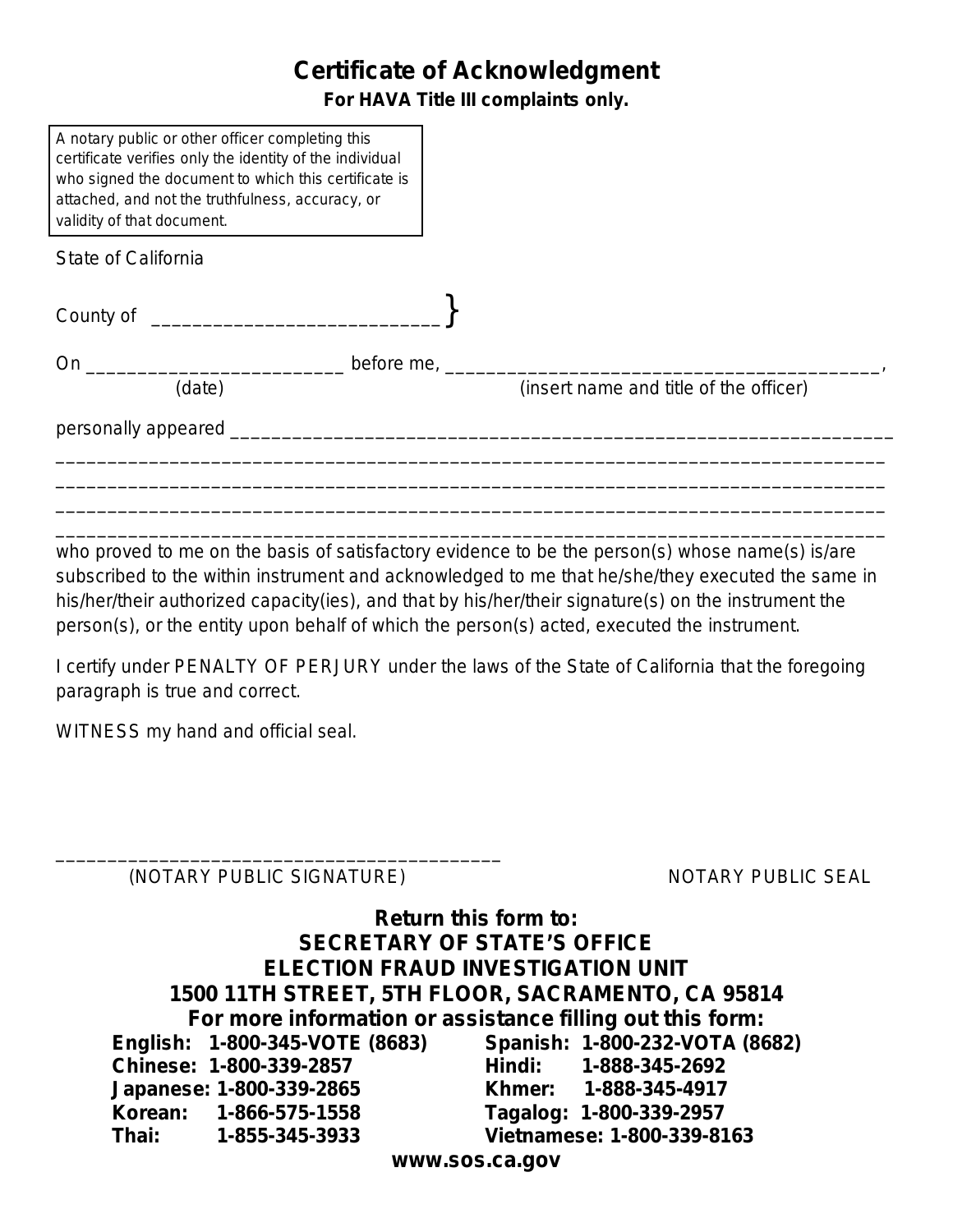# Certificate of Acknowledgment

**For HAVA Title III complaints only.**

A notary public or other officer completing this certificate verifies only the identity of the individual who signed the document to which this certificate is attached, and not the truthfulness, accuracy, or validity of that document.

State of California

County of ____________________________ }

On __________________________ before me, _____________________________________________,
(date) (insert name and title of the officer)

personally appeared _________________________________________________________________
____________________________________________________________________________________
____________________________________________________________________________________
____________________________________________________________________________________
____________________________________________________________________________________
who proved to me on the basis of satisfactory evidence to be the person(s) whose name(s) is/are subscribed to the within instrument and acknowledged to me that he/she/they executed the same in his/her/their authorized capacity(ies), and that by his/her/their signature(s) on the instrument the person(s), or the entity upon behalf of which the person(s) acted, executed the instrument.

I certify under PENALTY OF PERJURY under the laws of the State of California that the foregoing paragraph is true and correct.

WITNESS my hand and official seal.

_____________________________________________
(NOTARY PUBLIC SIGNATURE) NOTARY PUBLIC SEAL

**Return this form to:**
**SECRETARY OF STATE'S OFFICE**
**ELECTION FRAUD INVESTIGATION UNIT**
**1500 11TH STREET, 5TH FLOOR, SACRAMENTO, CA 95814**
**For more information or assistance filling out this form:**

| | |
|---|---|
| **English: 1-800-345-VOTE (8683)** | **Spanish: 1-800-232-VOTA (8682)** |
| **Chinese: 1-800-339-2857** | **Hindi: 1-888-345-2692** |
| **Japanese: 1-800-339-2865** | **Khmer: 1-888-345-4917** |
| **Korean: 1-866-575-1558** | **Tagalog: 1-800-339-2957** |
| **Thai: 1-855-345-3933** | **Vietnamese: 1-800-339-8163** |

**www.sos.ca.gov**